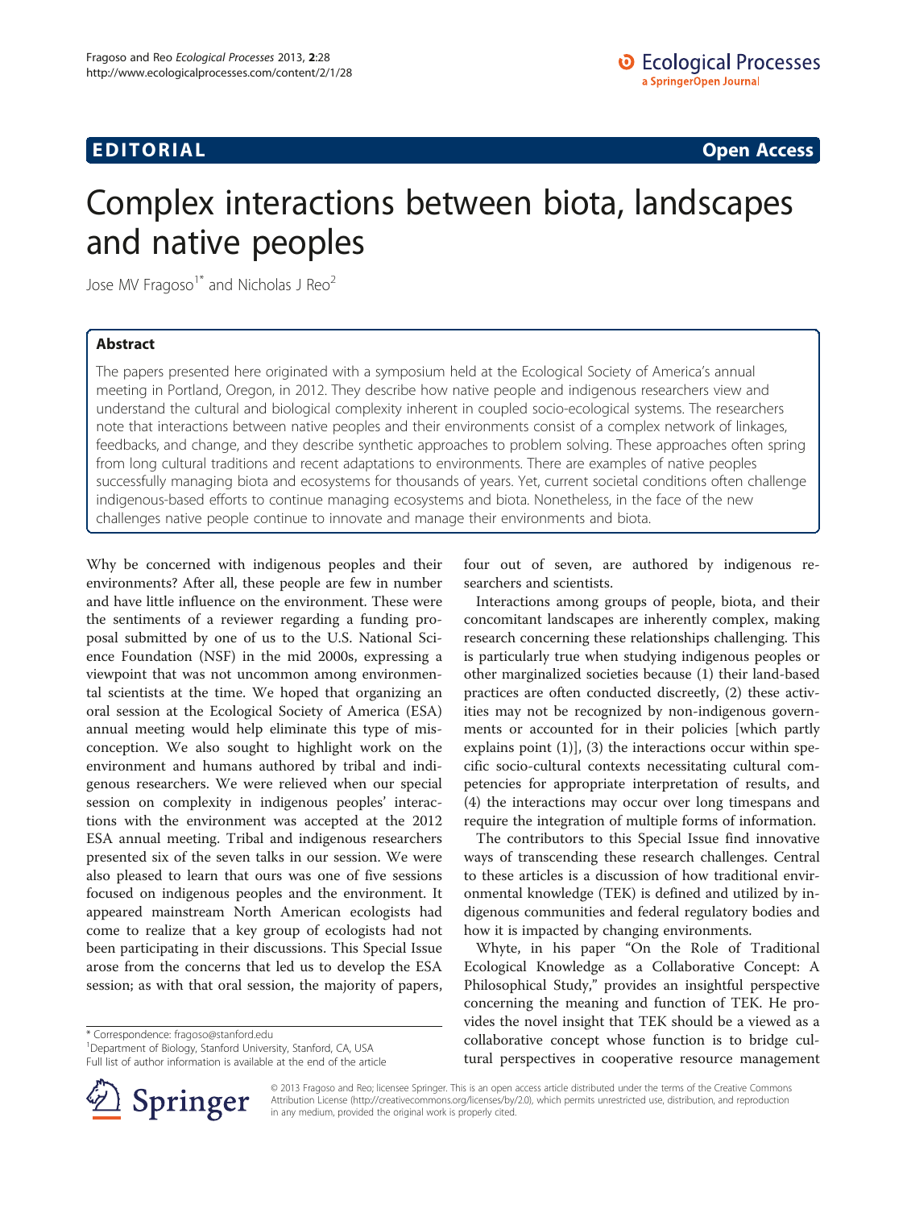EDITORIAL Open Access

# Complex interactions between biota, landscapes and native peoples

Jose MV Fragoso[1*] and Nicholas J Reo[2]

## Abstract

The papers presented here originated with a symposium held at the Ecological Society of America's annual meeting in Portland, Oregon, in 2012. They describe how native people and indigenous researchers view and understand the cultural and biological complexity inherent in coupled socio-ecological systems. The researchers note that interactions between native peoples and their environments consist of a complex network of linkages, feedbacks, and change, and they describe synthetic approaches to problem solving. These approaches often spring from long cultural traditions and recent adaptations to environments. There are examples of native peoples successfully managing biota and ecosystems for thousands of years. Yet, current societal conditions often challenge indigenous-based efforts to continue managing ecosystems and biota. Nonetheless, in the face of the new challenges native people continue to innovate and manage their environments and biota.

Why be concerned with indigenous peoples and their environments? After all, these people are few in number and have little influence on the environment. These were the sentiments of a reviewer regarding a funding proposal submitted by one of us to the U.S. National Science Foundation (NSF) in the mid 2000s, expressing a viewpoint that was not uncommon among environmental scientists at the time. We hoped that organizing an oral session at the Ecological Society of America (ESA) annual meeting would help eliminate this type of misconception. We also sought to highlight work on the environment and humans authored by tribal and indigenous researchers. We were relieved when our special session on complexity in indigenous peoples' interactions with the environment was accepted at the 2012 ESA annual meeting. Tribal and indigenous researchers presented six of the seven talks in our session. We were also pleased to learn that ours was one of five sessions focused on indigenous peoples and the environment. It appeared mainstream North American ecologists had come to realize that a key group of ecologists had not been participating in their discussions. This Special Issue arose from the concerns that led us to develop the ESA session; as with that oral session, the majority of papers, four out of seven, are authored by indigenous researchers and scientists.

Interactions among groups of people, biota, and their concomitant landscapes are inherently complex, making research concerning these relationships challenging. This is particularly true when studying indigenous peoples or other marginalized societies because (1) their land-based practices are often conducted discreetly, (2) these activities may not be recognized by non-indigenous governments or accounted for in their policies [which partly explains point (1)], (3) the interactions occur within specific socio-cultural contexts necessitating cultural competencies for appropriate interpretation of results, and (4) the interactions may occur over long timespans and require the integration of multiple forms of information.

The contributors to this Special Issue find innovative ways of transcending these research challenges. Central to these articles is a discussion of how traditional environmental knowledge (TEK) is defined and utilized by indigenous communities and federal regulatory bodies and how it is impacted by changing environments.

Whyte, in his paper "On the Role of Traditional Ecological Knowledge as a Collaborative Concept: A Philosophical Study," provides an insightful perspective concerning the meaning and function of TEK. He provides the novel insight that TEK should be a viewed as a collaborative concept whose function is to bridge cultural perspectives in cooperative resource management

\* Correspondence: fragoso@stanford.edu
[1]Department of Biology, Stanford University, Stanford, CA, USA
Full list of author information is available at the end of the article

© 2013 Fragoso and Reo; licensee Springer. This is an open access article distributed under the terms of the Creative Commons Attribution License (http://creativecommons.org/licenses/by/2.0), which permits unrestricted use, distribution, and reproduction in any medium, provided the original work is properly cited.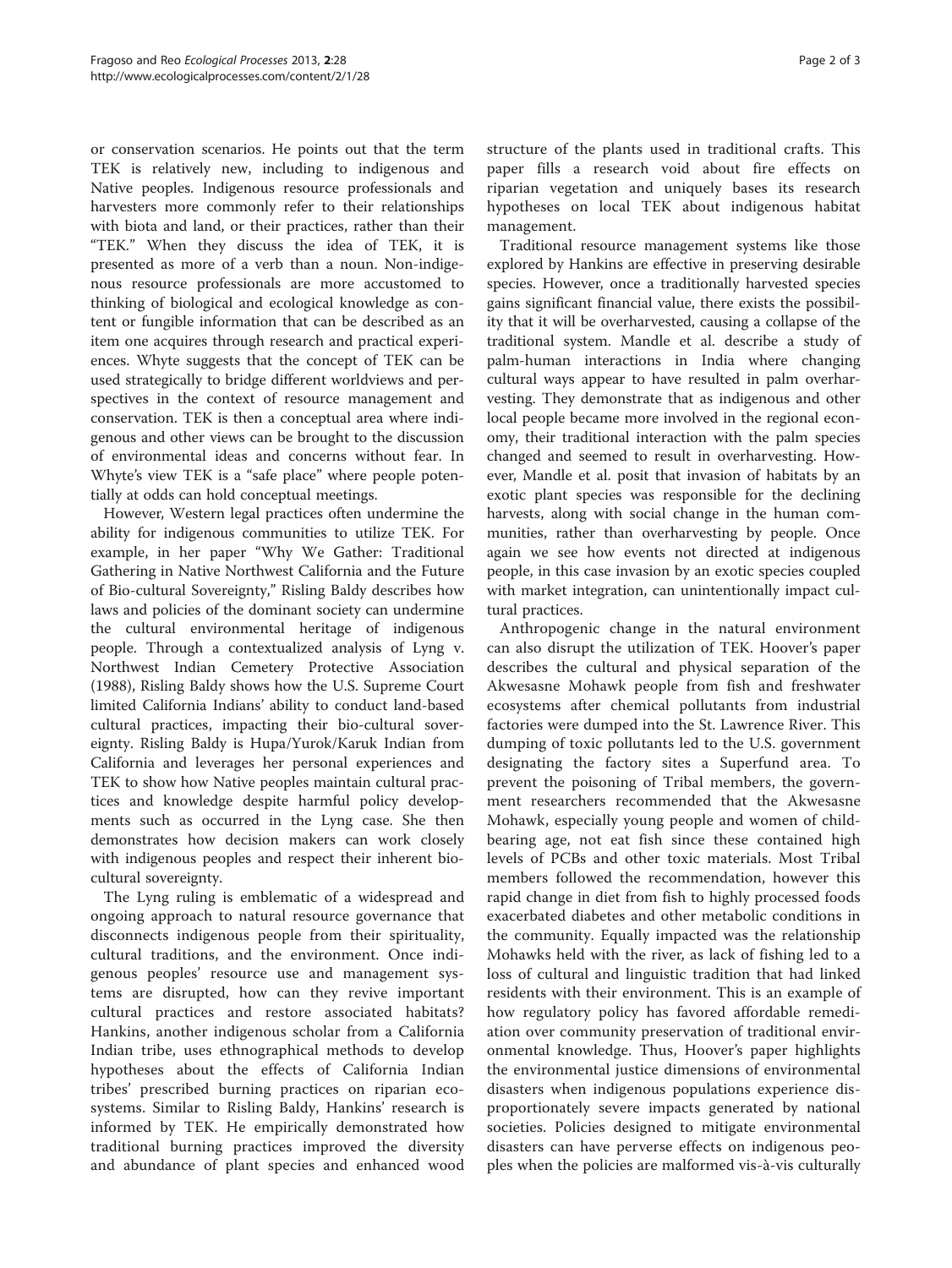or conservation scenarios. He points out that the term TEK is relatively new, including to indigenous and Native peoples. Indigenous resource professionals and harvesters more commonly refer to their relationships with biota and land, or their practices, rather than their "TEK." When they discuss the idea of TEK, it is presented as more of a verb than a noun. Non-indigenous resource professionals are more accustomed to thinking of biological and ecological knowledge as content or fungible information that can be described as an item one acquires through research and practical experiences. Whyte suggests that the concept of TEK can be used strategically to bridge different worldviews and perspectives in the context of resource management and conservation. TEK is then a conceptual area where indigenous and other views can be brought to the discussion of environmental ideas and concerns without fear. In Whyte's view TEK is a "safe place" where people potentially at odds can hold conceptual meetings.

However, Western legal practices often undermine the ability for indigenous communities to utilize TEK. For example, in her paper "Why We Gather: Traditional Gathering in Native Northwest California and the Future of Bio-cultural Sovereignty," Risling Baldy describes how laws and policies of the dominant society can undermine the cultural environmental heritage of indigenous people. Through a contextualized analysis of Lyng v. Northwest Indian Cemetery Protective Association (1988), Risling Baldy shows how the U.S. Supreme Court limited California Indians' ability to conduct land-based cultural practices, impacting their bio-cultural sovereignty. Risling Baldy is Hupa/Yurok/Karuk Indian from California and leverages her personal experiences and TEK to show how Native peoples maintain cultural practices and knowledge despite harmful policy developments such as occurred in the Lyng case. She then demonstrates how decision makers can work closely with indigenous peoples and respect their inherent bio-cultural sovereignty.

The Lyng ruling is emblematic of a widespread and ongoing approach to natural resource governance that disconnects indigenous people from their spirituality, cultural traditions, and the environment. Once indigenous peoples' resource use and management systems are disrupted, how can they revive important cultural practices and restore associated habitats? Hankins, another indigenous scholar from a California Indian tribe, uses ethnographical methods to develop hypotheses about the effects of California Indian tribes' prescribed burning practices on riparian ecosystems. Similar to Risling Baldy, Hankins' research is informed by TEK. He empirically demonstrated how traditional burning practices improved the diversity and abundance of plant species and enhanced wood structure of the plants used in traditional crafts. This paper fills a research void about fire effects on riparian vegetation and uniquely bases its research hypotheses on local TEK about indigenous habitat management.

Traditional resource management systems like those explored by Hankins are effective in preserving desirable species. However, once a traditionally harvested species gains significant financial value, there exists the possibility that it will be overharvested, causing a collapse of the traditional system. Mandle et al. describe a study of palm-human interactions in India where changing cultural ways appear to have resulted in palm overharvesting. They demonstrate that as indigenous and other local people became more involved in the regional economy, their traditional interaction with the palm species changed and seemed to result in overharvesting. However, Mandle et al. posit that invasion of habitats by an exotic plant species was responsible for the declining harvests, along with social change in the human communities, rather than overharvesting by people. Once again we see how events not directed at indigenous people, in this case invasion by an exotic species coupled with market integration, can unintentionally impact cultural practices.

Anthropogenic change in the natural environment can also disrupt the utilization of TEK. Hoover's paper describes the cultural and physical separation of the Akwesasne Mohawk people from fish and freshwater ecosystems after chemical pollutants from industrial factories were dumped into the St. Lawrence River. This dumping of toxic pollutants led to the U.S. government designating the factory sites a Superfund area. To prevent the poisoning of Tribal members, the government researchers recommended that the Akwesasne Mohawk, especially young people and women of childbearing age, not eat fish since these contained high levels of PCBs and other toxic materials. Most Tribal members followed the recommendation, however this rapid change in diet from fish to highly processed foods exacerbated diabetes and other metabolic conditions in the community. Equally impacted was the relationship Mohawks held with the river, as lack of fishing led to a loss of cultural and linguistic tradition that had linked residents with their environment. This is an example of how regulatory policy has favored affordable remediation over community preservation of traditional environmental knowledge. Thus, Hoover's paper highlights the environmental justice dimensions of environmental disasters when indigenous populations experience disproportionately severe impacts generated by national societies. Policies designed to mitigate environmental disasters can have perverse effects on indigenous peoples when the policies are malformed vis-à-vis culturally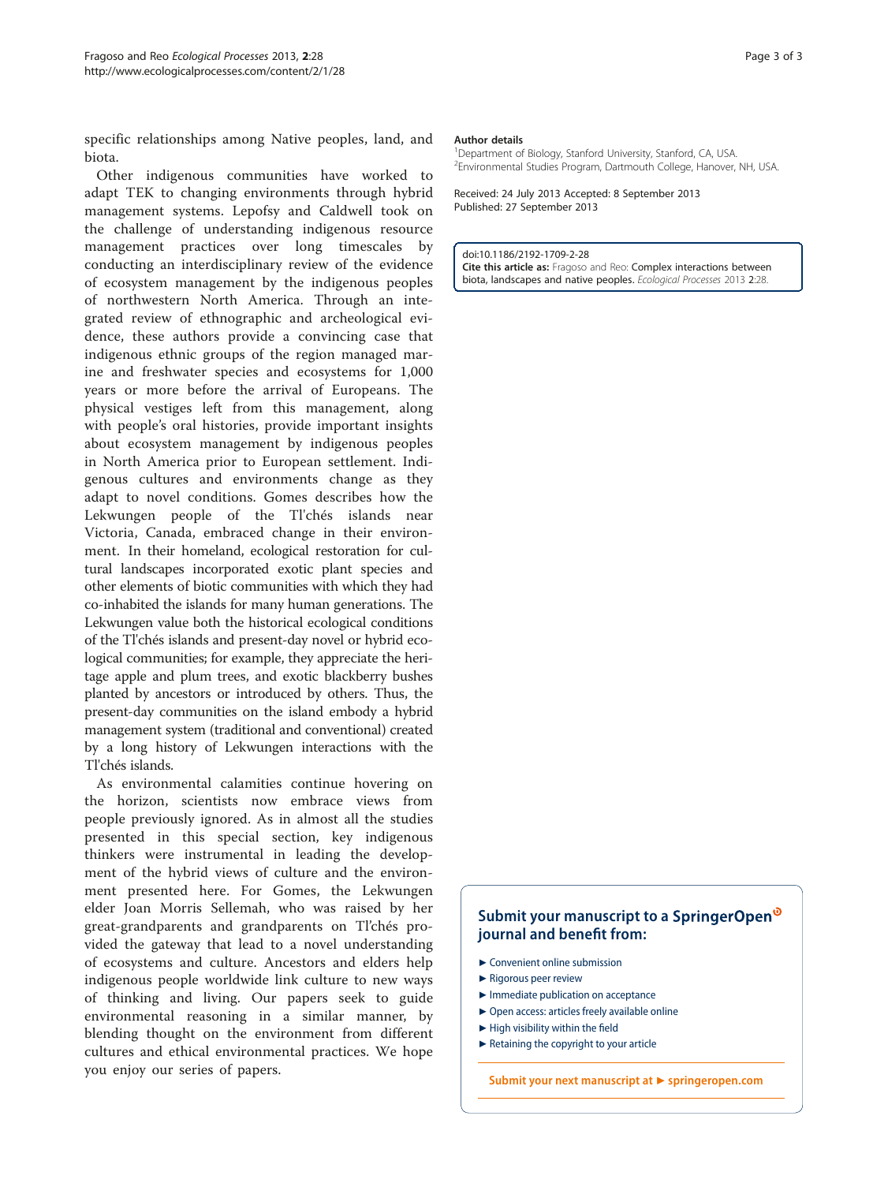specific relationships among Native peoples, land, and biota.

Other indigenous communities have worked to adapt TEK to changing environments through hybrid management systems. Lepofsy and Caldwell took on the challenge of understanding indigenous resource management practices over long timescales by conducting an interdisciplinary review of the evidence of ecosystem management by the indigenous peoples of northwestern North America. Through an integrated review of ethnographic and archeological evidence, these authors provide a convincing case that indigenous ethnic groups of the region managed marine and freshwater species and ecosystems for 1,000 years or more before the arrival of Europeans. The physical vestiges left from this management, along with people's oral histories, provide important insights about ecosystem management by indigenous peoples in North America prior to European settlement. Indigenous cultures and environments change as they adapt to novel conditions. Gomes describes how the Lekwungen people of the Tl'chés islands near Victoria, Canada, embraced change in their environment. In their homeland, ecological restoration for cultural landscapes incorporated exotic plant species and other elements of biotic communities with which they had co-inhabited the islands for many human generations. The Lekwungen value both the historical ecological conditions of the Tl'chés islands and present-day novel or hybrid ecological communities; for example, they appreciate the heritage apple and plum trees, and exotic blackberry bushes planted by ancestors or introduced by others. Thus, the present-day communities on the island embody a hybrid management system (traditional and conventional) created by a long history of Lekwungen interactions with the Tl'chés islands.

As environmental calamities continue hovering on the horizon, scientists now embrace views from people previously ignored. As in almost all the studies presented in this special section, key indigenous thinkers were instrumental in leading the development of the hybrid views of culture and the environment presented here. For Gomes, the Lekwungen elder Joan Morris Sellemah, who was raised by her great-grandparents and grandparents on Tl'chés provided the gateway that lead to a novel understanding of ecosystems and culture. Ancestors and elders help indigenous people worldwide link culture to new ways of thinking and living. Our papers seek to guide environmental reasoning in a similar manner, by blending thought on the environment from different cultures and ethical environmental practices. We hope you enjoy our series of papers.

**Author details**
[1]Department of Biology, Stanford University, Stanford, CA, USA.
[2]Environmental Studies Program, Dartmouth College, Hanover, NH, USA.

Received: 24 July 2013 Accepted: 8 September 2013
Published: 27 September 2013

doi:10.1186/2192-1709-2-28
**Cite this article as:** Fragoso and Reo: Complex interactions between biota, landscapes and native peoples. *Ecological Processes* 2013 **2**:28.

**Submit your manuscript to a SpringerOpen journal and benefit from:**

- ► Convenient online submission
- ► Rigorous peer review
- ► Immediate publication on acceptance
- ► Open access: articles freely available online
- ► High visibility within the field
- ► Retaining the copyright to your article

**Submit your next manuscript at ► springeropen.com**